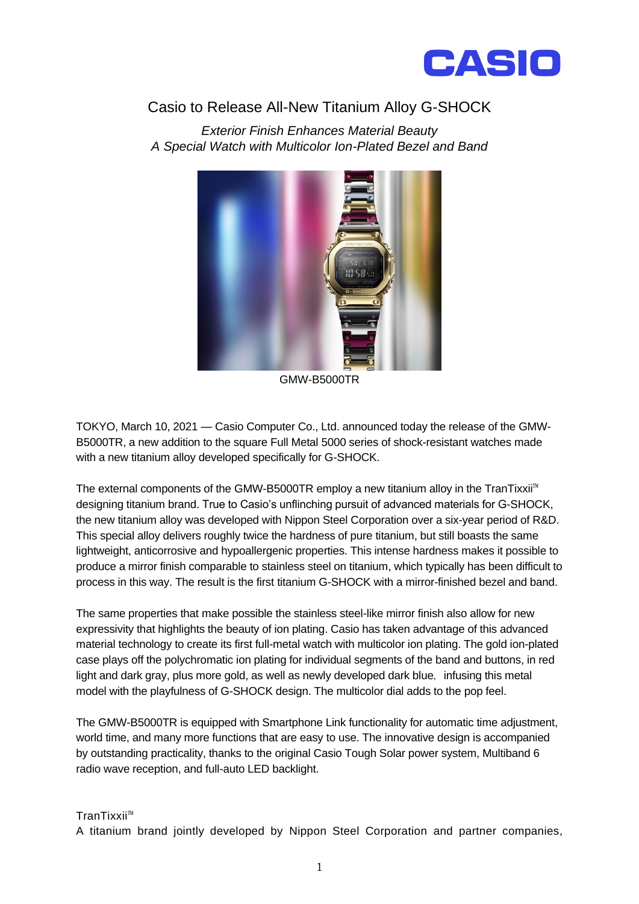CASIO

# Casio to Release All-New Titanium Alloy G-SHOCK

*Exterior Finish Enhances Material Beauty*
*A Special Watch with Multicolor Ion-Plated Bezel and Band*

GMW-B5000TR

TOKYO, March 10, 2021 — Casio Computer Co., Ltd. announced today the release of the GMW-B5000TR, a new addition to the square Full Metal 5000 series of shock-resistant watches made with a new titanium alloy developed specifically for G-SHOCK.

The external components of the GMW-B5000TR employ a new titanium alloy in the TranTixxii™ designing titanium brand. True to Casio's unflinching pursuit of advanced materials for G-SHOCK, the new titanium alloy was developed with Nippon Steel Corporation over a six-year period of R&D. This special alloy delivers roughly twice the hardness of pure titanium, but still boasts the same lightweight, anticorrosive and hypoallergenic properties. This intense hardness makes it possible to produce a mirror finish comparable to stainless steel on titanium, which typically has been difficult to process in this way. The result is the first titanium G-SHOCK with a mirror-finished bezel and band.

The same properties that make possible the stainless steel-like mirror finish also allow for new expressivity that highlights the beauty of ion plating. Casio has taken advantage of this advanced material technology to create its first full-metal watch with multicolor ion plating. The gold ion-plated case plays off the polychromatic ion plating for individual segments of the band and buttons, in red light and dark gray, plus more gold, as well as newly developed dark blue, infusing this metal model with the playfulness of G-SHOCK design. The multicolor dial adds to the pop feel.

The GMW-B5000TR is equipped with Smartphone Link functionality for automatic time adjustment, world time, and many more functions that are easy to use. The innovative design is accompanied by outstanding practicality, thanks to the original Casio Tough Solar power system, Multiband 6 radio wave reception, and full-auto LED backlight.

TranTixxii™
A titanium brand jointly developed by Nippon Steel Corporation and partner companies,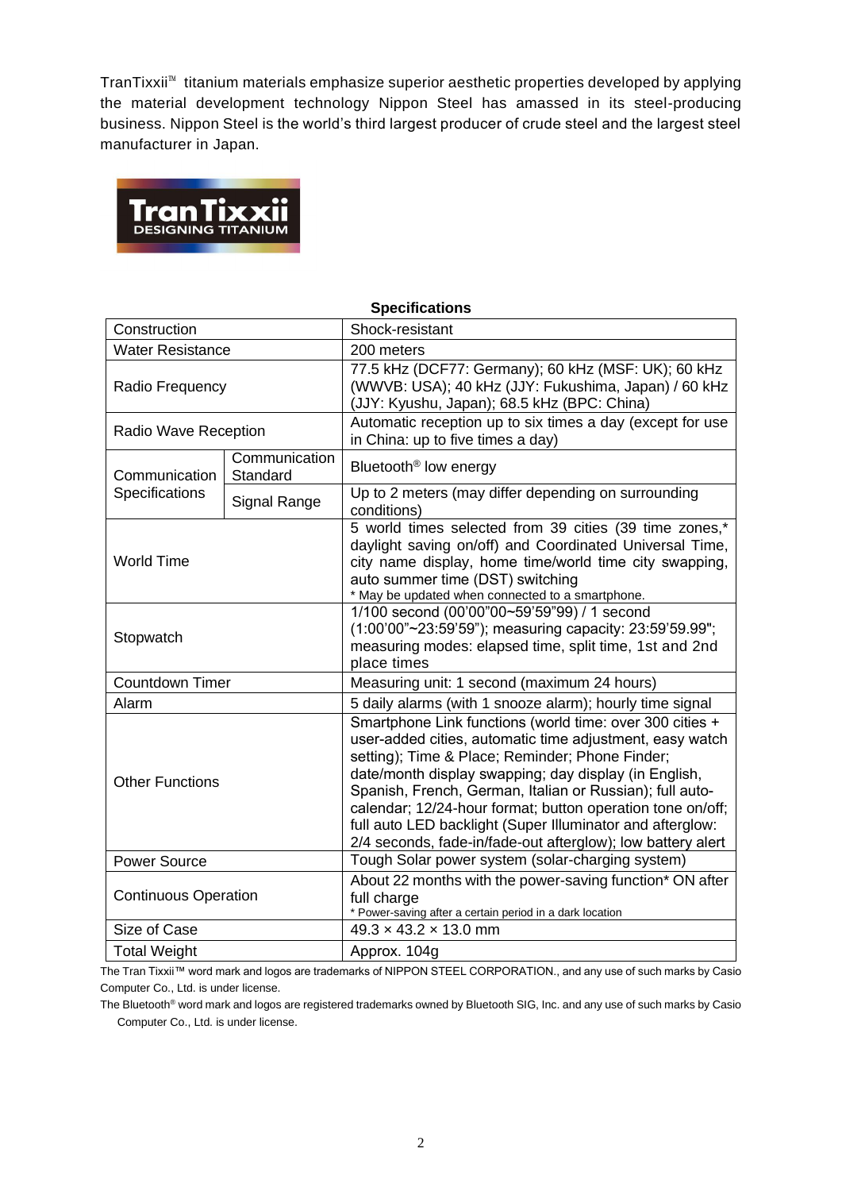TranTixxii™ titanium materials emphasize superior aesthetic properties developed by applying the material development technology Nippon Steel has amassed in its steel-producing business. Nippon Steel is the world's third largest producer of crude steel and the largest steel manufacturer in Japan.

**Specifications**

| | | |
|---|---|---|
| Construction | | Shock-resistant |
| Water Resistance | | 200 meters |
| Radio Frequency | | 77.5 kHz (DCF77: Germany); 60 kHz (MSF: UK); 60 kHz (WWVB: USA); 40 kHz (JJY: Fukushima, Japan) / 60 kHz (JJY: Kyushu, Japan); 68.5 kHz (BPC: China) |
| Radio Wave Reception | | Automatic reception up to six times a day (except for use in China: up to five times a day) |
| Communication Specifications | Communication Standard | Bluetooth® low energy |
| | Signal Range | Up to 2 meters (may differ depending on surrounding conditions) |
| World Time | | 5 world times selected from 39 cities (39 time zones,* daylight saving on/off) and Coordinated Universal Time, city name display, home time/world time city swapping, auto summer time (DST) switching<br>* May be updated when connected to a smartphone. |
| Stopwatch | | 1/100 second (00'00"00~59'59"99) / 1 second (1:00'00"~23:59'59"); measuring capacity: 23:59'59.99"; measuring modes: elapsed time, split time, 1st and 2nd place times |
| Countdown Timer | | Measuring unit: 1 second (maximum 24 hours) |
| Alarm | | 5 daily alarms (with 1 snooze alarm); hourly time signal |
| Other Functions | | Smartphone Link functions (world time: over 300 cities + user-added cities, automatic time adjustment, easy watch setting); Time & Place; Reminder; Phone Finder; date/month display swapping; day display (in English, Spanish, French, German, Italian or Russian); full auto-calendar; 12/24-hour format; button operation tone on/off; full auto LED backlight (Super Illuminator and afterglow: 2/4 seconds, fade-in/fade-out afterglow); low battery alert |
| Power Source | | Tough Solar power system (solar-charging system) |
| Continuous Operation | | About 22 months with the power-saving function* ON after full charge<br>* Power-saving after a certain period in a dark location |
| Size of Case | | 49.3 × 43.2 × 13.0 mm |
| Total Weight | | Approx. 104g |

The Tran Tixxii™ word mark and logos are trademarks of NIPPON STEEL CORPORATION., and any use of such marks by Casio Computer Co., Ltd. is under license.

The Bluetooth® word mark and logos are registered trademarks owned by Bluetooth SIG, Inc. and any use of such marks by Casio Computer Co., Ltd. is under license.